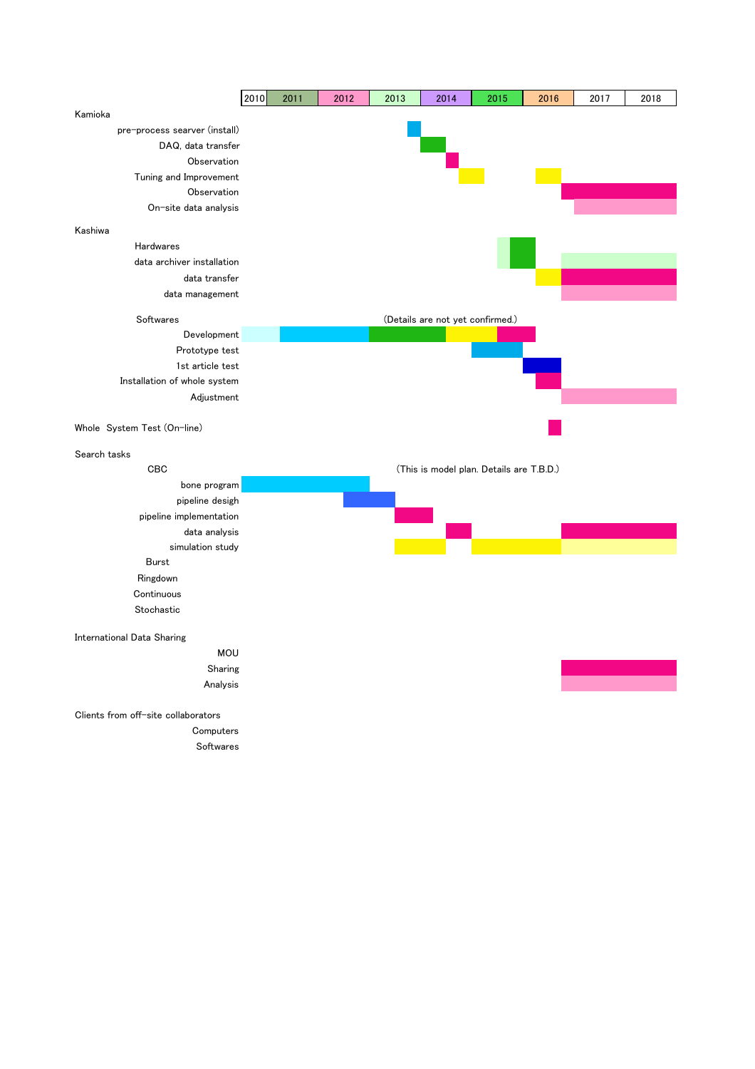| | 2010 | 2011 | 2012 | 2013 | 2014 | 2015 | 2016 | 2017 | 2018 |
|---|---|---|---|---|---|---|---|---|---|
| **Kamioka** | | | | | | | | | |
| pre-process searver (install) | | | | | | | | | |
| DAQ, data transfer | | | | | | | | | |
| Observation | | | | | | | | | |
| Tuning and Improvement | | | | | | | | | |
| Observation | | | | | | | | | |
| On-site data analysis | | | | | | | | | |
| **Kashiwa** | | | | | | | | | |
| Hardwares | | | | | | | | | |
| data archiver installation | | | | | | | | | |
| data transfer | | | | | | | | | |
| data management | | | | | | | | | |
| Softwares (Details are not yet confirmed.) | | | | | | | | | |
| Development | | | | | | | | | |
| Prototype test | | | | | | | | | |
| 1st article test | | | | | | | | | |
| Installation of whole system | | | | | | | | | |
| Adjustment | | | | | | | | | |
| **Whole System Test (On-line)** | | | | | | | | | |
| **Search tasks** | | | | | | | | | |
| CBC (This is model plan. Details are T.B.D.) | | | | | | | | | |
| bone program | | | | | | | | | |
| pipeline desigh | | | | | | | | | |
| pipeline implementation | | | | | | | | | |
| data analysis | | | | | | | | | |
| simulation study | | | | | | | | | |
| Burst | | | | | | | | | |
| Ringdown | | | | | | | | | |
| Continuous | | | | | | | | | |
| Stochastic | | | | | | | | | |
| **International Data Sharing** | | | | | | | | | |
| MOU | | | | | | | | | |
| Sharing | | | | | | | | | |
| Analysis | | | | | | | | | |
| **Clients from off-site collaborators** | | | | | | | | | |
| Computers | | | | | | | | | |
| Softwares | | | | | | | | | |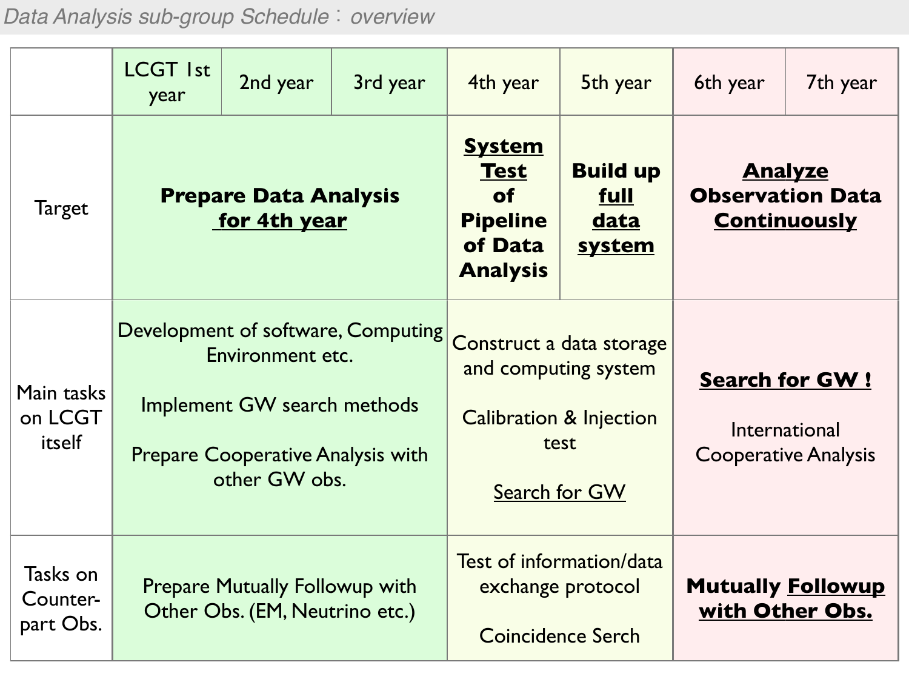# Data Analysis sub-group Schedule：overview

| | LCGT 1st year | 2nd year | 3rd year | 4th year | 5th year | 6th year | 7th year |
|---|---|---|---|---|---|---|---|
| Target | **Prepare Data Analysis <u>for 4th year</u>** | | | **<u>System Test</u> of Pipeline of Data Analysis** | **Build up <u>full data system</u>** | **<u>Analyze</u> Observation Data <u>Continuously</u>** | |
| Main tasks on LCGT itself | Development of software, Computing Environment etc.<br><br>Implement GW search methods<br><br>Prepare Cooperative Analysis with other GW obs. | | | Construct a data storage and computing system<br><br>Calibration & Injection test<br><br><u>Search for GW</u> | | **<u>Search for GW !</u>**<br><br>International Cooperative Analysis | |
| Tasks on Counter-part Obs. | Prepare Mutually Followup with Other Obs. (EM, Neutrino etc.) | | | Test of information/data exchange protocol<br><br>Coincidence Serch | | **Mutually <u>Followup with Other Obs.</u>** | |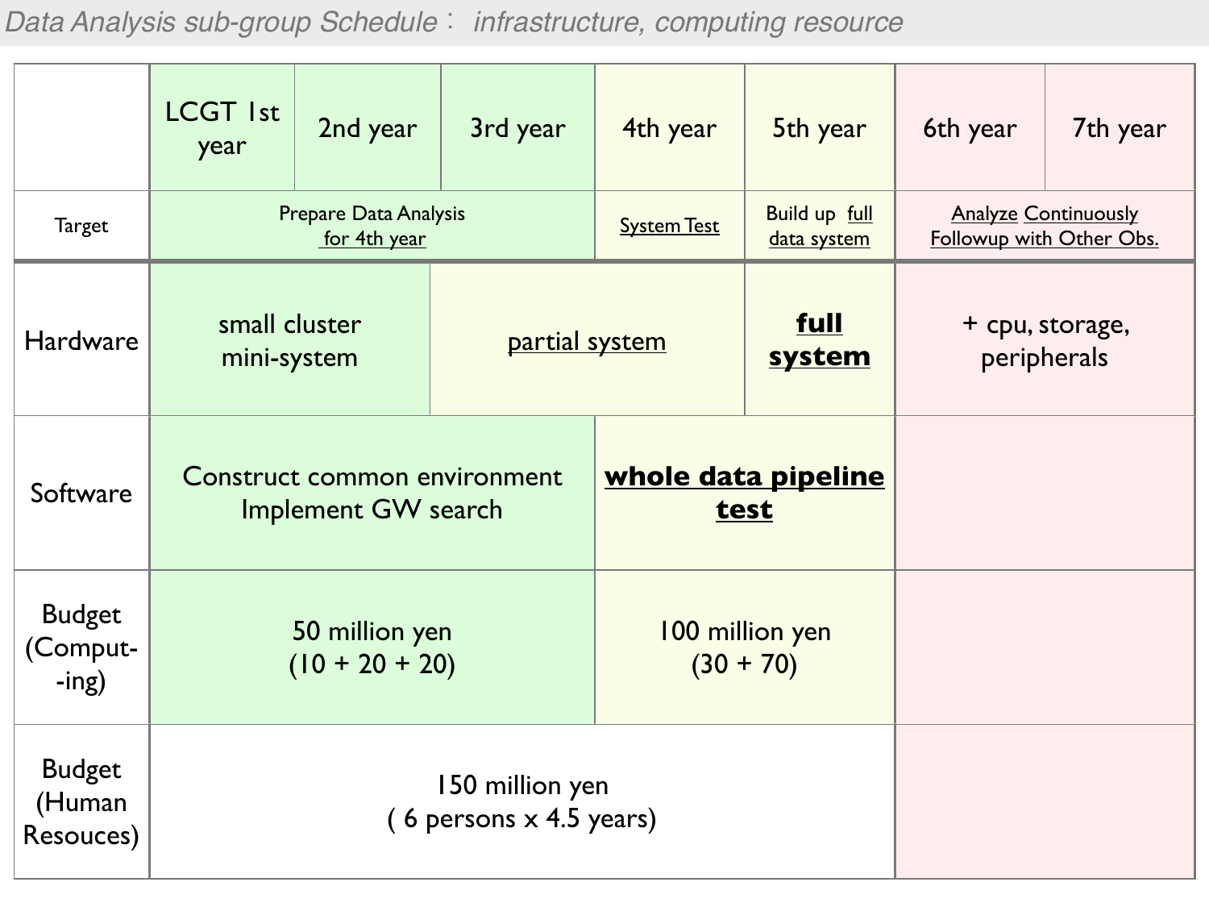## Data Analysis sub-group Schedule： *infrastructure, computing resource*

| | LCGT 1st year | 2nd year | 3rd year | 4th year | 5th year | 6th year | 7th year |
|---|---|---|---|---|---|---|---|
| Target | Prepare Data Analysis for 4th year | | | System Test | Build up full data system | Analyze Continuously Followup with Other Obs. | |
| Hardware | small cluster mini-system | | partial system | | **full system** | + cpu, storage, peripherals | |
| Software | Construct common environment Implement GW search | | | **whole data pipeline test** | | | |
| Budget (Comput- -ing) | 50 million yen (10 + 20 + 20) | | | 100 million yen (30 + 70) | | | |
| Budget (Human Resouces) | 150 million yen ( 6 persons x 4.5 years) | | | | | | |